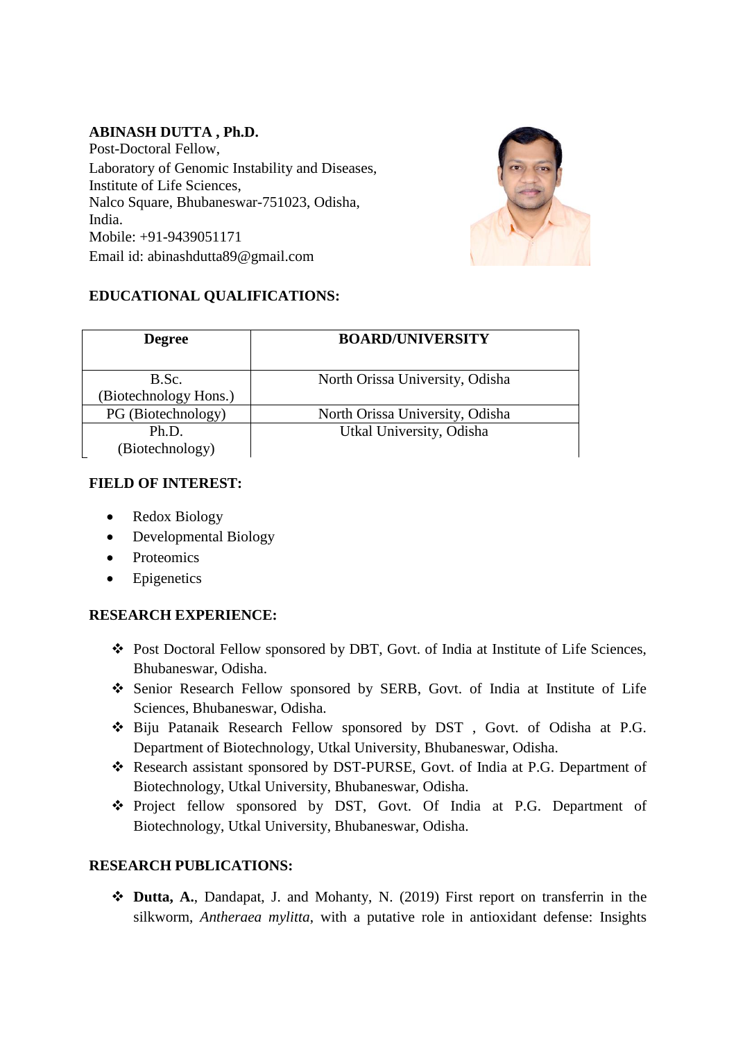**ABINASH DUTTA , Ph.D.**

Post-Doctoral Fellow,
Laboratory of Genomic Instability and Diseases,
Institute of Life Sciences,
Nalco Square, Bhubaneswar-751023, Odisha,
India.
Mobile: +91-9439051171
Email id: abinashdutta89@gmail.com

## EDUCATIONAL QUALIFICATIONS:

| Degree | BOARD/UNIVERSITY |
|---|---|
| B.Sc. (Biotechnology Hons.) | North Orissa University, Odisha |
| PG (Biotechnology) | North Orissa University, Odisha |
| Ph.D. (Biotechnology) | Utkal University, Odisha |

## FIELD OF INTEREST:

- Redox Biology
- Developmental Biology
- Proteomics
- Epigenetics

## RESEARCH EXPERIENCE:

- Post Doctoral Fellow sponsored by DBT, Govt. of India at Institute of Life Sciences, Bhubaneswar, Odisha.
- Senior Research Fellow sponsored by SERB, Govt. of India at Institute of Life Sciences, Bhubaneswar, Odisha.
- Biju Patanaik Research Fellow sponsored by DST , Govt. of Odisha at P.G. Department of Biotechnology, Utkal University, Bhubaneswar, Odisha.
- Research assistant sponsored by DST-PURSE, Govt. of India at P.G. Department of Biotechnology, Utkal University, Bhubaneswar, Odisha.
- Project fellow sponsored by DST, Govt. Of India at P.G. Department of Biotechnology, Utkal University, Bhubaneswar, Odisha.

## RESEARCH PUBLICATIONS:

- **Dutta, A.**, Dandapat, J. and Mohanty, N. (2019) First report on transferrin in the silkworm, *Antheraea mylitta*, with a putative role in antioxidant defense: Insights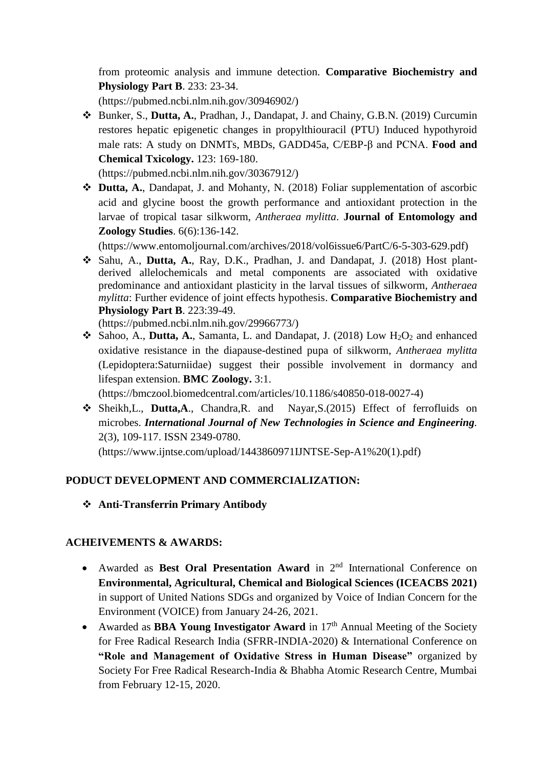from proteomic analysis and immune detection. **Comparative Biochemistry and Physiology Part B**. 233: 23-34. (https://pubmed.ncbi.nlm.nih.gov/30946902/)

- Bunker, S., **Dutta, A.**, Pradhan, J., Dandapat, J. and Chainy, G.B.N. (2019) Curcumin restores hepatic epigenetic changes in propylthiouracil (PTU) Induced hypothyroid male rats: A study on DNMTs, MBDs, GADD45a, C/EBP-β and PCNA. **Food and Chemical Txicology.** 123: 169-180. (https://pubmed.ncbi.nlm.nih.gov/30367912/)
- **Dutta, A.**, Dandapat, J. and Mohanty, N. (2018) Foliar supplementation of ascorbic acid and glycine boost the growth performance and antioxidant protection in the larvae of tropical tasar silkworm, *Antheraea mylitta*. **Journal of Entomology and Zoology Studies**. 6(6):136-142. (https://www.entomoljournal.com/archives/2018/vol6issue6/PartC/6-5-303-629.pdf)
- Sahu, A., **Dutta, A.**, Ray, D.K., Pradhan, J. and Dandapat, J. (2018) Host plant-derived allelochemicals and metal components are associated with oxidative predominance and antioxidant plasticity in the larval tissues of silkworm, *Antheraea mylitta*: Further evidence of joint effects hypothesis. **Comparative Biochemistry and Physiology Part B**. 223:39-49. (https://pubmed.ncbi.nlm.nih.gov/29966773/)
- Sahoo, A., **Dutta, A.**, Samanta, L. and Dandapat, J. (2018) Low $H_2O_2$ and enhanced oxidative resistance in the diapause-destined pupa of silkworm, *Antheraea mylitta* (Lepidoptera:Saturniidae) suggest their possible involvement in dormancy and lifespan extension. **BMC Zoology.** 3:1. (https://bmczool.biomedcentral.com/articles/10.1186/s40850-018-0027-4)
- Sheikh,L., **Dutta,A**., Chandra,R. and Nayar,S.(2015) Effect of ferrofluids on microbes. ***International Journal of New Technologies in Science and Engineering.*** 2(3), 109-117. ISSN 2349-0780. (https://www.ijntse.com/upload/1443860971IJNTSE-Sep-A1%20(1).pdf)

**PODUCT DEVELOPMENT AND COMMERCIALIZATION:**

- **Anti-Transferrin Primary Antibody**

**ACHEIVEMENTS & AWARDS:**

- Awarded as **Best Oral Presentation Award** in 2nd International Conference on **Environmental, Agricultural, Chemical and Biological Sciences (ICEACBS 2021)** in support of United Nations SDGs and organized by Voice of Indian Concern for the Environment (VOICE) from January 24-26, 2021.
- Awarded as **BBA Young Investigator Award** in 17th Annual Meeting of the Society for Free Radical Research India (SFRR-INDIA-2020) & International Conference on **"Role and Management of Oxidative Stress in Human Disease"** organized by Society For Free Radical Research-India & Bhabha Atomic Research Centre, Mumbai from February 12-15, 2020.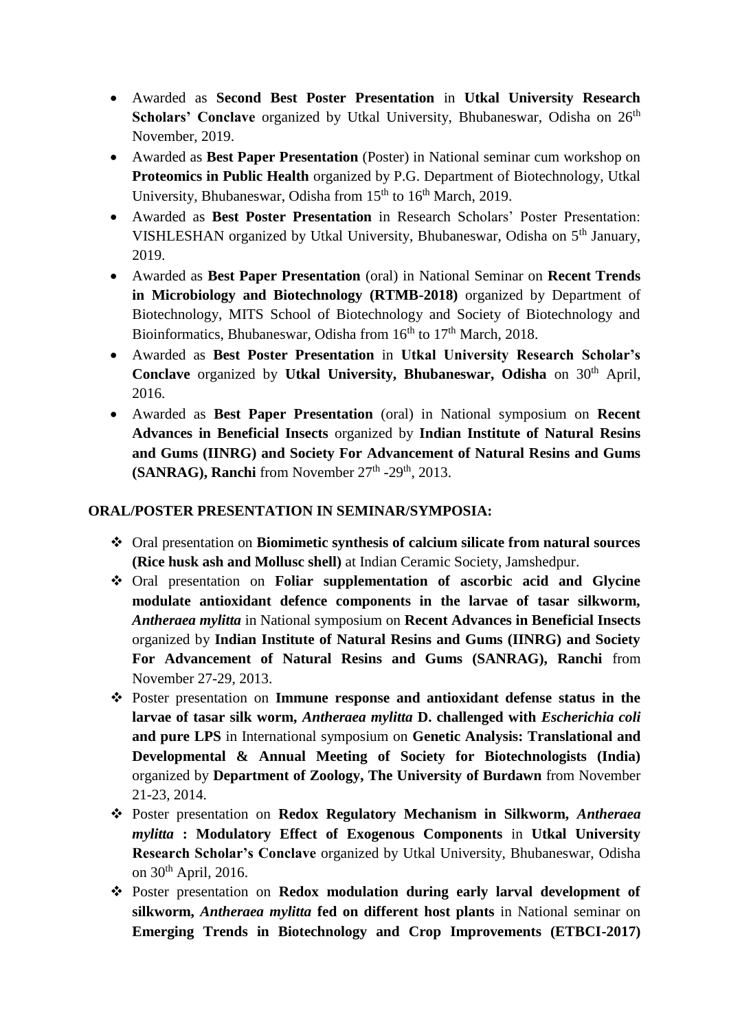- Awarded as **Second Best Poster Presentation** in **Utkal University Research Scholars' Conclave** organized by Utkal University, Bhubaneswar, Odisha on 26$^{th}$ November, 2019.
- Awarded as **Best Paper Presentation** (Poster) in National seminar cum workshop on **Proteomics in Public Health** organized by P.G. Department of Biotechnology, Utkal University, Bhubaneswar, Odisha from 15$^{th}$ to 16$^{th}$ March, 2019.
- Awarded as **Best Poster Presentation** in Research Scholars' Poster Presentation: VISHLESHAN organized by Utkal University, Bhubaneswar, Odisha on 5$^{th}$ January, 2019.
- Awarded as **Best Paper Presentation** (oral) in National Seminar on **Recent Trends in Microbiology and Biotechnology (RTMB-2018)** organized by Department of Biotechnology, MITS School of Biotechnology and Society of Biotechnology and Bioinformatics, Bhubaneswar, Odisha from 16$^{th}$ to 17$^{th}$ March, 2018.
- Awarded as **Best Poster Presentation** in **Utkal University Research Scholar's Conclave** organized by **Utkal University, Bhubaneswar, Odisha** on 30$^{th}$ April, 2016.
- Awarded as **Best Paper Presentation** (oral) in National symposium on **Recent Advances in Beneficial Insects** organized by **Indian Institute of Natural Resins and Gums (IINRG) and Society For Advancement of Natural Resins and Gums (SANRAG), Ranchi** from November 27$^{th}$ -29$^{th}$, 2013.

**ORAL/POSTER PRESENTATION IN SEMINAR/SYMPOSIA:**

- Oral presentation on **Biomimetic synthesis of calcium silicate from natural sources (Rice husk ash and Mollusc shell)** at Indian Ceramic Society, Jamshedpur.
- Oral presentation on **Foliar supplementation of ascorbic acid and Glycine modulate antioxidant defence components in the larvae of tasar silkworm, *Antheraea mylitta*** in National symposium on **Recent Advances in Beneficial Insects** organized by **Indian Institute of Natural Resins and Gums (IINRG) and Society For Advancement of Natural Resins and Gums (SANRAG), Ranchi** from November 27-29, 2013.
- Poster presentation on **Immune response and antioxidant defense status in the larvae of tasar silk worm, *Antheraea mylitta* D. challenged with *Escherichia coli* and pure LPS** in International symposium on **Genetic Analysis: Translational and Developmental & Annual Meeting of Society for Biotechnologists (India)** organized by **Department of Zoology, The University of Burdawn** from November 21-23, 2014.
- Poster presentation on **Redox Regulatory Mechanism in Silkworm, *Antheraea mylitta* : Modulatory Effect of Exogenous Components** in **Utkal University Research Scholar's Conclave** organized by Utkal University, Bhubaneswar, Odisha on 30$^{th}$ April, 2016.
- Poster presentation on **Redox modulation during early larval development of silkworm, *Antheraea mylitta* fed on different host plants** in National seminar on **Emerging Trends in Biotechnology and Crop Improvements (ETBCI-2017)**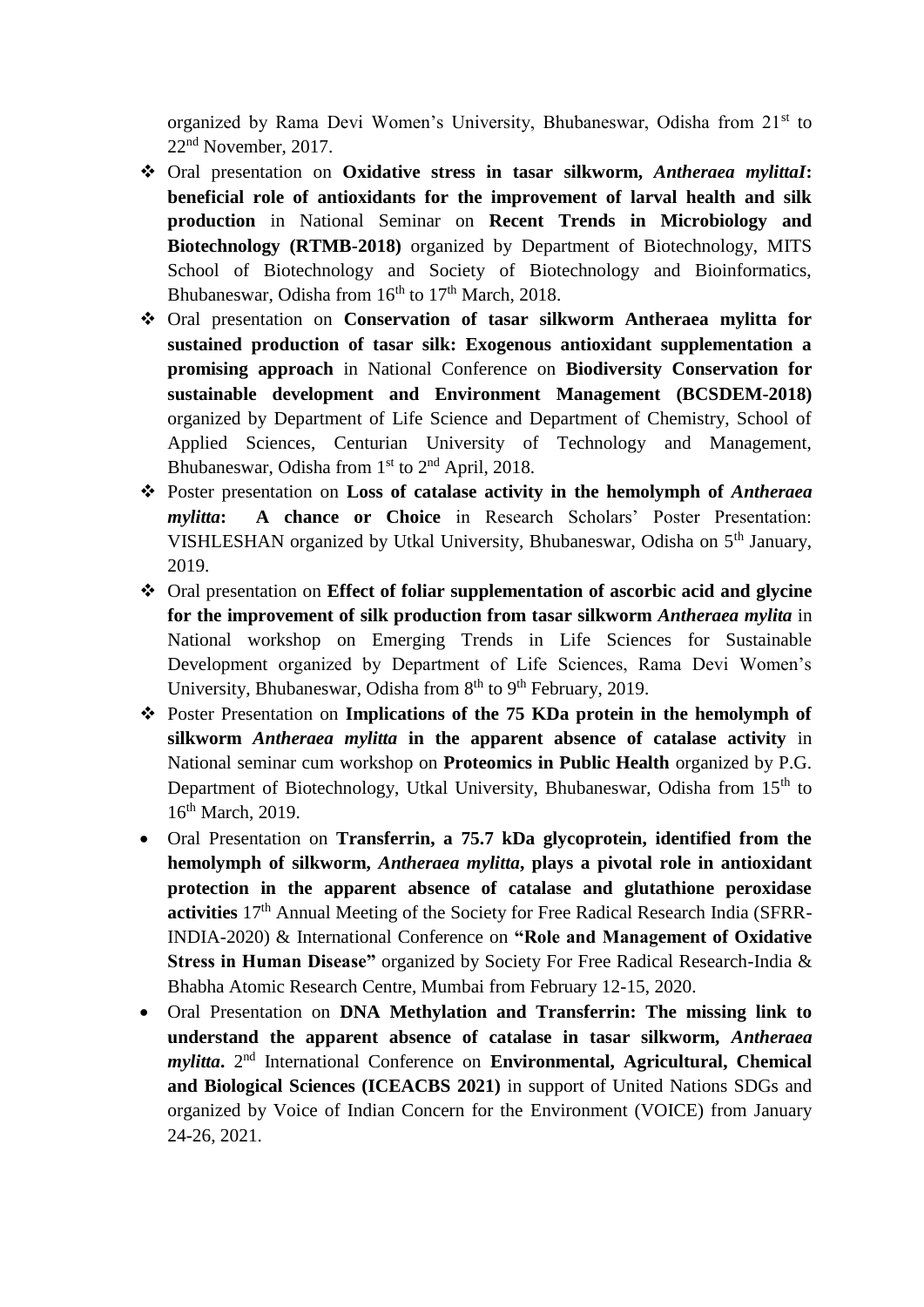organized by Rama Devi Women's University, Bhubaneswar, Odisha from 21st to 22nd November, 2017.

- Oral presentation on **Oxidative stress in tasar silkworm, *Antheraea mylittaI*: beneficial role of antioxidants for the improvement of larval health and silk production** in National Seminar on **Recent Trends in Microbiology and Biotechnology (RTMB-2018)** organized by Department of Biotechnology, MITS School of Biotechnology and Society of Biotechnology and Bioinformatics, Bhubaneswar, Odisha from 16th to 17th March, 2018.
- Oral presentation on **Conservation of tasar silkworm Antheraea mylitta for sustained production of tasar silk: Exogenous antioxidant supplementation a promising approach** in National Conference on **Biodiversity Conservation for sustainable development and Environment Management (BCSDEM-2018)** organized by Department of Life Science and Department of Chemistry, School of Applied Sciences, Centurian University of Technology and Management, Bhubaneswar, Odisha from 1st to 2nd April, 2018.
- Poster presentation on **Loss of catalase activity in the hemolymph of *Antheraea mylitta*: A chance or Choice** in Research Scholars' Poster Presentation: VISHLESHAN organized by Utkal University, Bhubaneswar, Odisha on 5th January, 2019.
- Oral presentation on **Effect of foliar supplementation of ascorbic acid and glycine for the improvement of silk production from tasar silkworm *Antheraea mylita*** in National workshop on Emerging Trends in Life Sciences for Sustainable Development organized by Department of Life Sciences, Rama Devi Women's University, Bhubaneswar, Odisha from 8th to 9th February, 2019.
- Poster Presentation on **Implications of the 75 KDa protein in the hemolymph of silkworm *Antheraea mylitta* in the apparent absence of catalase activity** in National seminar cum workshop on **Proteomics in Public Health** organized by P.G. Department of Biotechnology, Utkal University, Bhubaneswar, Odisha from 15th to 16th March, 2019.
- Oral Presentation on **Transferrin, a 75.7 kDa glycoprotein, identified from the hemolymph of silkworm, *Antheraea mylitta*, plays a pivotal role in antioxidant protection in the apparent absence of catalase and glutathione peroxidase activities** 17th Annual Meeting of the Society for Free Radical Research India (SFRR-INDIA-2020) & International Conference on **"Role and Management of Oxidative Stress in Human Disease"** organized by Society For Free Radical Research-India & Bhabha Atomic Research Centre, Mumbai from February 12-15, 2020.
- Oral Presentation on **DNA Methylation and Transferrin: The missing link to understand the apparent absence of catalase in tasar silkworm, *Antheraea mylitta*.** 2nd International Conference on **Environmental, Agricultural, Chemical and Biological Sciences (ICEACBS 2021)** in support of United Nations SDGs and organized by Voice of Indian Concern for the Environment (VOICE) from January 24-26, 2021.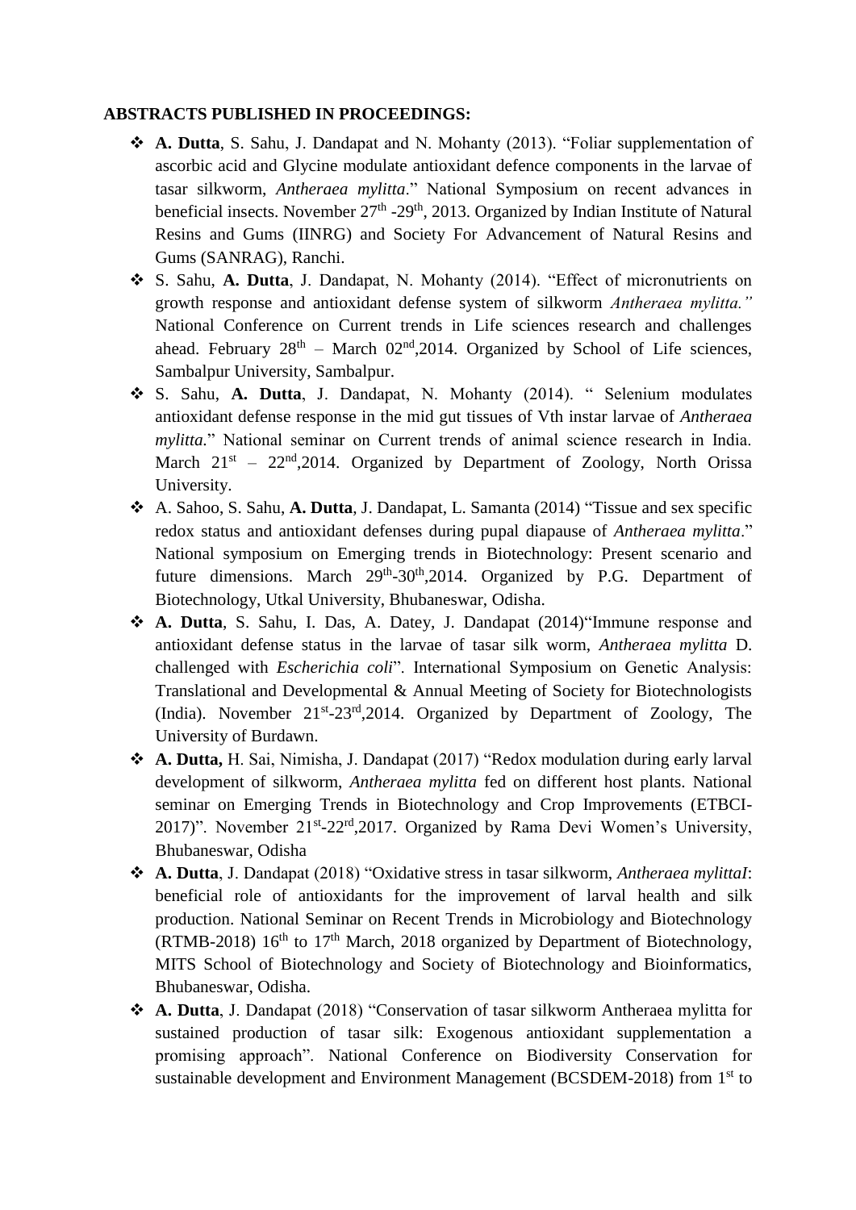**ABSTRACTS PUBLISHED IN PROCEEDINGS:**

- **A. Dutta**, S. Sahu, J. Dandapat and N. Mohanty (2013). "Foliar supplementation of ascorbic acid and Glycine modulate antioxidant defence components in the larvae of tasar silkworm, *Antheraea mylitta*." National Symposium on recent advances in beneficial insects. November 27th -29th, 2013. Organized by Indian Institute of Natural Resins and Gums (IINRG) and Society For Advancement of Natural Resins and Gums (SANRAG), Ranchi.
- S. Sahu, **A. Dutta**, J. Dandapat, N. Mohanty (2014). "Effect of micronutrients on growth response and antioxidant defense system of silkworm *Antheraea mylitta."* National Conference on Current trends in Life sciences research and challenges ahead. February 28th – March 02nd,2014. Organized by School of Life sciences, Sambalpur University, Sambalpur.
- S. Sahu, **A. Dutta**, J. Dandapat, N. Mohanty (2014). " Selenium modulates antioxidant defense response in the mid gut tissues of Vth instar larvae of *Antheraea mylitta.*" National seminar on Current trends of animal science research in India. March 21st – 22nd,2014. Organized by Department of Zoology, North Orissa University.
- A. Sahoo, S. Sahu, **A. Dutta**, J. Dandapat, L. Samanta (2014) "Tissue and sex specific redox status and antioxidant defenses during pupal diapause of *Antheraea mylitta*." National symposium on Emerging trends in Biotechnology: Present scenario and future dimensions. March 29th-30th,2014. Organized by P.G. Department of Biotechnology, Utkal University, Bhubaneswar, Odisha.
- **A. Dutta**, S. Sahu, I. Das, A. Datey, J. Dandapat (2014)"Immune response and antioxidant defense status in the larvae of tasar silk worm, *Antheraea mylitta* D. challenged with *Escherichia coli*". International Symposium on Genetic Analysis: Translational and Developmental & Annual Meeting of Society for Biotechnologists (India). November 21st-23rd,2014. Organized by Department of Zoology, The University of Burdawn.
- **A. Dutta,** H. Sai, Nimisha, J. Dandapat (2017) "Redox modulation during early larval development of silkworm, *Antheraea mylitta* fed on different host plants. National seminar on Emerging Trends in Biotechnology and Crop Improvements (ETBCI-2017)". November 21st-22rd,2017. Organized by Rama Devi Women's University, Bhubaneswar, Odisha
- **A. Dutta**, J. Dandapat (2018) "Oxidative stress in tasar silkworm, *Antheraea mylittaI*: beneficial role of antioxidants for the improvement of larval health and silk production. National Seminar on Recent Trends in Microbiology and Biotechnology (RTMB-2018) 16th to 17th March, 2018 organized by Department of Biotechnology, MITS School of Biotechnology and Society of Biotechnology and Bioinformatics, Bhubaneswar, Odisha.
- **A. Dutta**, J. Dandapat (2018) "Conservation of tasar silkworm Antheraea mylitta for sustained production of tasar silk: Exogenous antioxidant supplementation a promising approach". National Conference on Biodiversity Conservation for sustainable development and Environment Management (BCSDEM-2018) from 1st to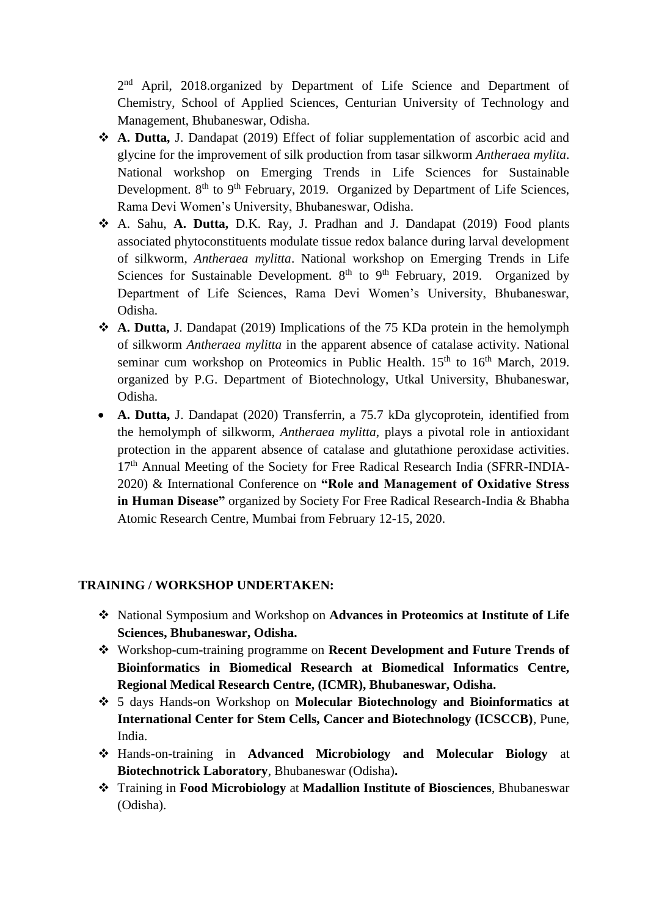2nd April, 2018.organized by Department of Life Science and Department of Chemistry, School of Applied Sciences, Centurian University of Technology and Management, Bhubaneswar, Odisha.

- **A. Dutta,** J. Dandapat (2019) Effect of foliar supplementation of ascorbic acid and glycine for the improvement of silk production from tasar silkworm *Antheraea mylita*. National workshop on Emerging Trends in Life Sciences for Sustainable Development. 8th to 9th February, 2019. Organized by Department of Life Sciences, Rama Devi Women's University, Bhubaneswar, Odisha.
- A. Sahu, **A. Dutta,** D.K. Ray, J. Pradhan and J. Dandapat (2019) Food plants associated phytoconstituents modulate tissue redox balance during larval development of silkworm, *Antheraea mylitta*. National workshop on Emerging Trends in Life Sciences for Sustainable Development. 8th to 9th February, 2019. Organized by Department of Life Sciences, Rama Devi Women's University, Bhubaneswar, Odisha.
- **A. Dutta,** J. Dandapat (2019) Implications of the 75 KDa protein in the hemolymph of silkworm *Antheraea mylitta* in the apparent absence of catalase activity. National seminar cum workshop on Proteomics in Public Health. 15th to 16th March, 2019. organized by P.G. Department of Biotechnology, Utkal University, Bhubaneswar, Odisha.
- **A. Dutta,** J. Dandapat (2020) Transferrin, a 75.7 kDa glycoprotein, identified from the hemolymph of silkworm, *Antheraea mylitta*, plays a pivotal role in antioxidant protection in the apparent absence of catalase and glutathione peroxidase activities. 17th Annual Meeting of the Society for Free Radical Research India (SFRR-INDIA-2020) & International Conference on **"Role and Management of Oxidative Stress in Human Disease"** organized by Society For Free Radical Research-India & Bhabha Atomic Research Centre, Mumbai from February 12-15, 2020.

## TRAINING / WORKSHOP UNDERTAKEN:

- National Symposium and Workshop on **Advances in Proteomics at Institute of Life Sciences, Bhubaneswar, Odisha.**
- Workshop-cum-training programme on **Recent Development and Future Trends of Bioinformatics in Biomedical Research at Biomedical Informatics Centre, Regional Medical Research Centre, (ICMR), Bhubaneswar, Odisha.**
- 5 days Hands-on Workshop on **Molecular Biotechnology and Bioinformatics at International Center for Stem Cells, Cancer and Biotechnology (ICSCCB)**, Pune, India.
- Hands-on-training in **Advanced Microbiology and Molecular Biology** at **Biotechnotrick Laboratory**, Bhubaneswar (Odisha)**.**
- Training in **Food Microbiology** at **Madallion Institute of Biosciences**, Bhubaneswar (Odisha).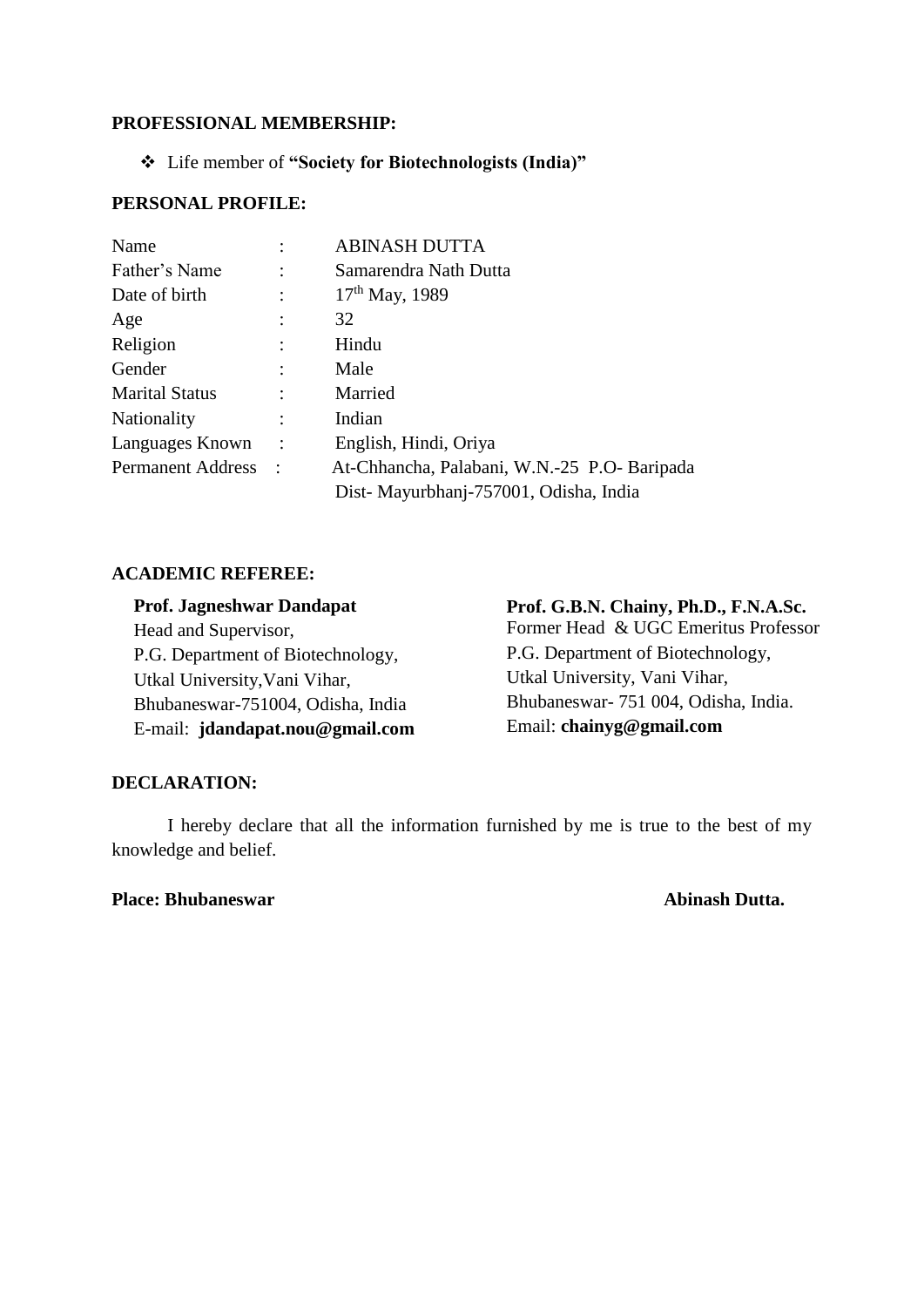**PROFESSIONAL MEMBERSHIP:**

- Life member of **"Society for Biotechnologists (India)"**

**PERSONAL PROFILE:**

| | | |
|---|---|---|
| Name | : | ABINASH DUTTA |
| Father's Name | : | Samarendra Nath Dutta |
| Date of birth | : | 17th May, 1989 |
| Age | : | 32 |
| Religion | : | Hindu |
| Gender | : | Male |
| Marital Status | : | Married |
| Nationality | : | Indian |
| Languages Known | : | English, Hindi, Oriya |
| Permanent Address | : | At-Chhancha, Palabani, W.N.-25 P.O- Baripada<br>Dist- Mayurbhanj-757001, Odisha, India |

**ACADEMIC REFEREE:**

**Prof. Jagneshwar Dandapat**
Head and Supervisor,
P.G. Department of Biotechnology,
Utkal University,Vani Vihar,
Bhubaneswar-751004, Odisha, India
E-mail: **jdandapat.nou@gmail.com**

**Prof. G.B.N. Chainy, Ph.D., F.N.A.Sc.**
Former Head & UGC Emeritus Professor
P.G. Department of Biotechnology,
Utkal University, Vani Vihar,
Bhubaneswar- 751 004, Odisha, India.
Email: **chainyg@gmail.com**

**DECLARATION:**

I hereby declare that all the information furnished by me is true to the best of my knowledge and belief.

**Place: Bhubaneswar** **Abinash Dutta.**